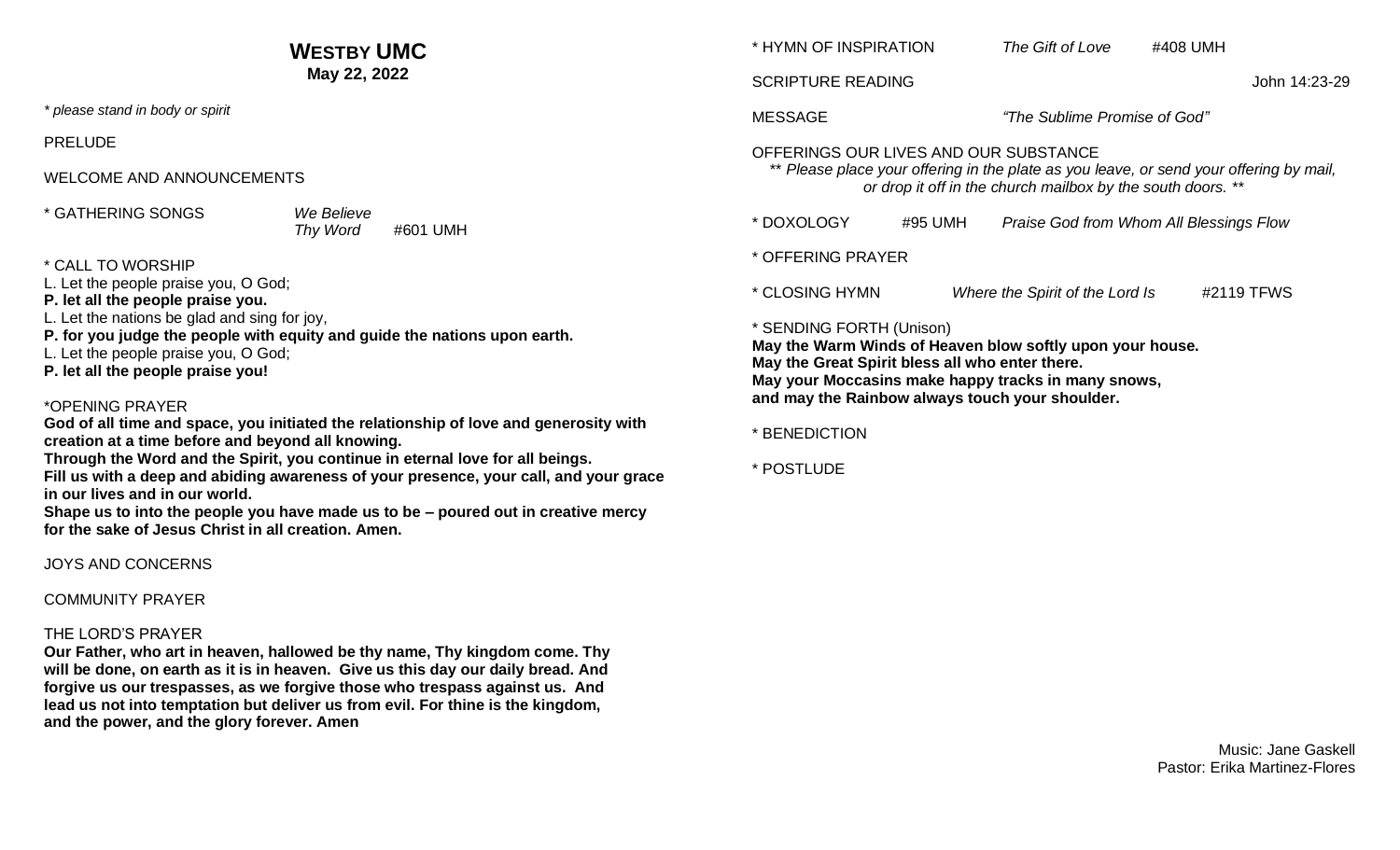# WESTBY UMC

**May 22, 2022**

*\* please stand in body or spirit*

PRELUDE

WELCOME AND ANNOUNCEMENTS

\* GATHERING SONGS *We Believe*
*Thy Word* #601 UMH

\* CALL TO WORSHIP
L. Let the people praise you, O God;
**P. let all the people praise you.**
L. Let the nations be glad and sing for joy,
**P. for you judge the people with equity and guide the nations upon earth.**
L. Let the people praise you, O God;
**P. let all the people praise you!**

\*OPENING PRAYER
**God of all time and space, you initiated the relationship of love and generosity with creation at a time before and beyond all knowing.**
**Through the Word and the Spirit, you continue in eternal love for all beings.**
**Fill us with a deep and abiding awareness of your presence, your call, and your grace in our lives and in our world.**
**Shape us to into the people you have made us to be – poured out in creative mercy for the sake of Jesus Christ in all creation. Amen.**

JOYS AND CONCERNS

COMMUNITY PRAYER

THE LORD'S PRAYER
**Our Father, who art in heaven, hallowed be thy name, Thy kingdom come. Thy will be done, on earth as it is in heaven. Give us this day our daily bread. And forgive us our trespasses, as we forgive those who trespass against us. And lead us not into temptation but deliver us from evil. For thine is the kingdom, and the power, and the glory forever. Amen**

\* HYMN OF INSPIRATION *The Gift of Love* #408 UMH

SCRIPTURE READING John 14:23-29

MESSAGE *"The Sublime Promise of God"*

OFFERINGS OUR LIVES AND OUR SUBSTANCE
*\*\* Please place your offering in the plate as you leave, or send your offering by mail, or drop it off in the church mailbox by the south doors. \*\**

\* DOXOLOGY #95 UMH *Praise God from Whom All Blessings Flow*

\* OFFERING PRAYER

\* CLOSING HYMN *Where the Spirit of the Lord Is* #2119 TFWS

\* SENDING FORTH (Unison)
**May the Warm Winds of Heaven blow softly upon your house.**
**May the Great Spirit bless all who enter there.**
**May your Moccasins make happy tracks in many snows,**
**and may the Rainbow always touch your shoulder.**

\* BENEDICTION

\* POSTLUDE

Music: Jane Gaskell
Pastor: Erika Martinez-Flores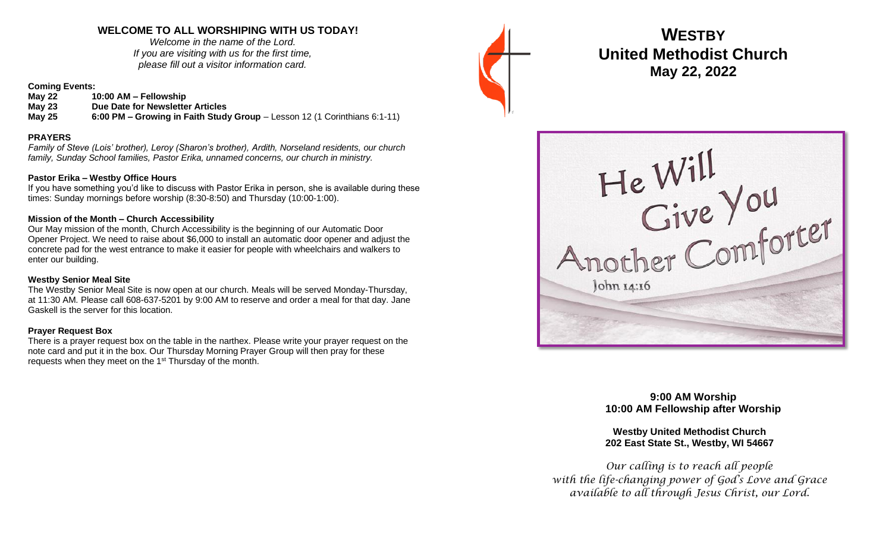## WELCOME TO ALL WORSHIPING WITH US TODAY!

*Welcome in the name of the Lord.*
*If you are visiting with us for the first time,*
*please fill out a visitor information card.*

**Coming Events:**

| | |
|---|---|
| **May 22** | **10:00 AM – Fellowship** |
| **May 23** | **Due Date for Newsletter Articles** |
| **May 25** | **6:00 PM – Growing in Faith Study Group** – Lesson 12 (1 Corinthians 6:1-11) |

**PRAYERS**

*Family of Steve (Lois' brother), Leroy (Sharon's brother), Ardith, Norseland residents, our church family, Sunday School families, Pastor Erika, unnamed concerns, our church in ministry.*

**Pastor Erika – Westby Office Hours**

If you have something you'd like to discuss with Pastor Erika in person, she is available during these times: Sunday mornings before worship (8:30-8:50) and Thursday (10:00-1:00).

**Mission of the Month – Church Accessibility**

Our May mission of the month, Church Accessibility is the beginning of our Automatic Door Opener Project. We need to raise about $6,000 to install an automatic door opener and adjust the concrete pad for the west entrance to make it easier for people with wheelchairs and walkers to enter our building.

**Westby Senior Meal Site**

The Westby Senior Meal Site is now open at our church. Meals will be served Monday-Thursday, at 11:30 AM. Please call 608-637-5201 by 9:00 AM to reserve and order a meal for that day. Jane Gaskell is the server for this location.

**Prayer Request Box**

There is a prayer request box on the table in the narthex. Please write your prayer request on the note card and put it in the box. Our Thursday Morning Prayer Group will then pray for these requests when they meet on the 1st Thursday of the month.

# WESTBY United Methodist Church

## May 22, 2022

He Will Give You Another Comforter
John 14:16

**9:00 AM Worship**
**10:00 AM Fellowship after Worship**

**Westby United Methodist Church**
**202 East State St., Westby, WI 54667**

*Our calling is to reach all people*
*with the life-changing power of God's Love and Grace*
*available to all through Jesus Christ, our Lord.*